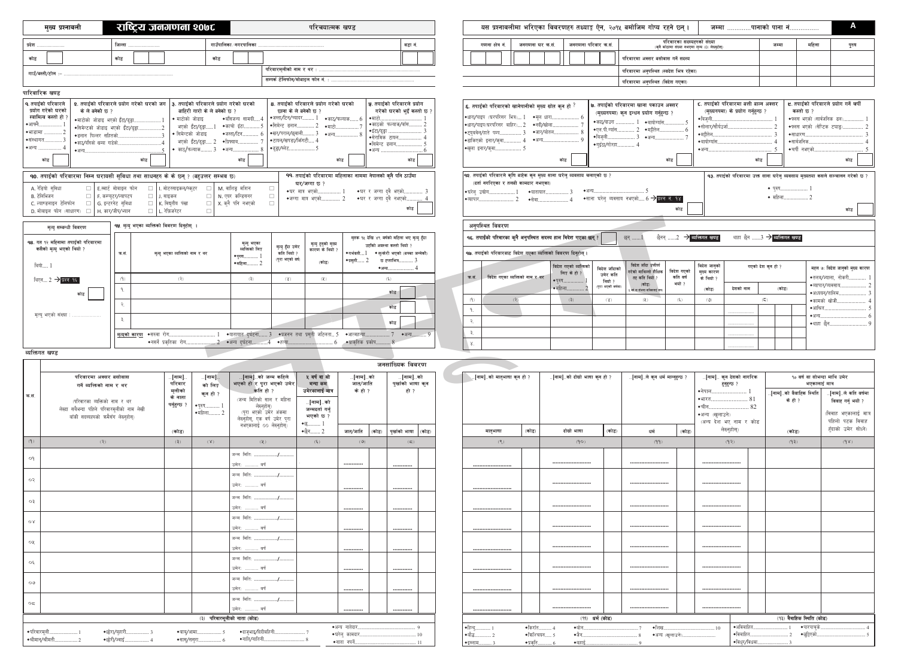# राष्ट्रिय जनगणना २०७८

**मुख्य प्रश्नावली** | **परिचयात्मक खण्ड**

यस प्रश्नावलीमा भरिएका विवरणहरु तथ्याङ्क ऐन, २०१५ बमोजिम गोप्य रहने छन्। | जम्मा ............पानाको पाना नं............... | **A**

| प्रदेश ............ | जिल्ला ............ | गाउँपालिका/नगरपालिका ............ | वडा नं. |
|---|---|---|---|
| कोड | कोड | कोड | |

गाउँ/बस्ती/टोल :- ...........................

परिवारमूलीको नाम र थर : ...........................

सम्पर्क टेलिफोन/मोबाइल फोन नं. : ...........................

| गणना क्षेत्र नं. | जनगणना घर क्र.सं. | जनगणना परिवार क्र.सं. | परिवारका सदस्यहरुको संख्या (कुनै कोठामा संख्या नभएमा शून्य (0) लेख्नुहोस्) | जम्मा | महिला | पुरुष |
|---|---|---|---|---|---|---|
| | | | परिवारमा अक्सर बसोबास गर्ने सदस्य | | | |
| | | | परिवारमा अनुपस्थित (स्वदेश भित्र रहेका) | | | |
| | | | परिवारमा अनुपस्थित (विदेश गएका) | | | |

## पारिवारिक खण्ड

**१. तपाईंको परिवारले प्रयोग गरेको घरको स्वामित्व कस्तो हो ?**
- आफ्नै ............ 1
- भाडामा ............ 2
- संस्थागत ............ 3
- अन्य ............ 4

कोड

**२. तपाईंको परिवारले प्रयोग गरेको घरको जग के ले बनेको छ ?**
- माटोको जोडाइ भएको ईंटा/ढुङ्गा............ 1
- सिमेन्टको जोडाइ भएको ईंटा/ढुङ्गा............ 2
- ढलान पिल्लर सहितको............ 3
- काठ/बाँसको खम्बा गाडेको............ 4
- अन्य............ 5

कोड

**३. तपाईंको परिवारले प्रयोग गरेको घरको बाहिरी गारो के ले बनेको छ ?**
- माटोको जोडाइ भएको ईंटा/ढुङ्गा.... 1
- सिमेन्टको जोडाइ भएको ईंटा/ढुङ्गा.... 2
- काठ/फल्याक.... 3
- बाँसजन्य सामग्री.... 4
- काँचो ईंटा.... 5
- जस्ता/टिन.... 6
- प्रिफ्याब.... 7
- अन्य.... 8

कोड

**४. तपाईंको परिवारले प्रयोग गरेको घरको छाना के ले बनेको छ ?**
- जस्ता/टिन/च्यादर............ 1
- सिमेन्ट ढलान............ 2
- खर/पराल/छ्वाली............ 3
- टायल/खपडा/झिँगटी............ 4
- ढुङ्गा/स्लेट............ 5
- काठ/फल्याक............ 6
- माटो............ 7
- अन्य............ 8

कोड

**५. तपाईंको परिवारले प्रयोग गरेको घरको भुईं कस्तो छ ?**
- माटो............ 1
- काठको फल्याक/बाँस............ 2
- ईंटा/ढुङ्गा............ 3
- सेरामिक टायल............ 4
- सिमेन्ट ढलान............ 5
- अन्य............ 6

कोड

**६. तपाईंको परिवारको खानेपानीको मुख्य स्रोत कुन हो ?**
- धारा/पाइप (घरपरिसर भित्र)... 1
- धारा/पाइप(घरपरिसर बाहिर)... 2
- ट्युबवेल/हाते पम्प............ 3
- ढाकिएको इनार/कुवा............ 4
- खुला इनार/कुवा............ 5
- मूल धारा............ 6
- नदी/खोला............ 7
- जार/बोतल............ 8
- अन्य............ 9

कोड

**७. तपाईंको परिवारमा खाना पकाउन अक्सर (मुख्यरुपमा) कुन इन्धन प्रयोग गर्नुहुन्छ ?**
- काठ/दाउरा ............ 1
- एल.पी.ग्यास............ 2
- बिजुली............ 3
- गुइँठा/गोबर............ 4
- बायोग्यास............ 5
- मट्टितेल............ 6
- अन्य............ 7

कोड

**८. तपाईंको परिवारमा बत्ती बाल्न अक्सर (मुख्यरुपमा) के प्रयोग गर्नुहुन्छ ?**
- बिजुली............ 1
- सोलार/सौर्यउर्जा............ 2
- मट्टितेल............ 3
- बायोग्यास............ 4
- अन्य............ 5

कोड

**९. तपाईंको परिवारले प्रयोग गर्ने चर्पी कस्तो छ ?**
- फ्लस भएको (सार्वजनिक ढल)............ 1
- फ्लस भएको (सेप्टिक ट्याङ्क)............ 2
- साधारण............ 3
- सार्वजनिक............ 4
- चर्पी नभएको............ 5

कोड

**१०. तपाईंको परिवारमा निम्न घरायसी सुविधा तथा साधनहरु के के छन् ? (बहुउत्तर सम्भव छ)**

| | | | |
|---|---|---|---|
| A. रेडियो सुविधा ☐ | E.स्मार्ट मोबाइल फोन ☐ | I. मोटरसाइकल/स्कुटर ☐ | M. वासिङ्ग मसिन ☐ |
| B. टेलिभिजन ☐ | F. कम्प्युटर/ल्यापटप ☐ | J. साइकल ☐ | N. एयर कन्डिसनर ☐ |
| C. ल्याण्डलाइन टेलिफोन ☐ | G. इन्टरनेट सुविधा ☐ | K. बिद्युतीय पंखा ☐ | X. कुनै पनि नभएको ☐ |
| D. मोबाइल फोन (साधारण) ☐ | H. कार/जीप/भ्यान ☐ | L. रेफ्रिजरेटर ☐ | |

**११. तपाईंको परिवारमा महिलाका नाममा नेपालको कुनै पनि ठाउँमा घर/जग्गा छ ?**
- घर मात्र भएको............ 1
- जग्गा मात्र भएको............ 2
- घर र जग्गा दुवै भएको............ 3
- घर र जग्गा दुवै नभएको............ 4

कोड

**१२. तपाईंको परिवारले कृषि बाहेक कुन मुख्य साना घरेलु व्यवसाय चलाएको छ ?** (दर्ता नगरिएका र तलबी कामदार नभएका)
- घरेलु उद्योग............ 1
- व्यापार............ 2
- यातायात............ 3
- सेवा............ 4
- अन्य............ 5
- साना घरेलु व्यवसाय नभएको.... 6 → प्रश्न नं. १४

कोड

**१३. तपाईंको परिवारमा उक्त साना घरेलु व्यवसाय मुख्यतया कसले सञ्चालन गरेको छ ?**
- पुरुष............ 1
- महिला............ 2

कोड

### मृत्यु सम्बन्धी विवरण

**१४. गत १२ महिनामा तपाईंको परिवारमा कसैको मृत्यु भएको थियो ?**

थियो.... 1

थिएन.... 2 → प्रश्न १६

कोड

मृत्यु भएको संख्या : ....................

**१५. मृत्यु भएका व्यक्तिको विवरण दिनुहोस् ।**

| क्र.सं. | मृत्यु भएका व्यक्तिको नाम र थर | मृत्यु भएका व्यक्तिको लिङ्ग •पुरुष........ 1 •महिला........ 2 | मृत्यु हुँदा उमेर कति थियो ? (पूरा भएको वर्ष) | मृत्यु हुनुको मुख्य कारण के थियो ? (कोड) | मृतक १४ देखि ४९ वर्षको महिला भए मृत्यु हुँदा उहाँको अवस्था कस्तो थियो ? •गर्भवती....1 •प्रसुती.... 2 •सुत्केरी भएको (बच्चा जन्मेको) छ हप्ताभित्र.......... 3 •अन्य.................. 4 |
|---|---|---|---|---|---|
| (१) | (२) | (३) | (४) | (५) | (६) |
| १. | | | | | कोड |
| २. | | | | | कोड |
| ३. | | | | | कोड |

**मृत्युको कारण**: •सरुवा रोग............ 1 •नसर्ने प्रकृतिक रोग............ 2 •यातायात दुर्घटना.... 3 •अन्य दुर्घटना.......... 4 •प्रजनन तथा प्रसूति जटिलता.. 5 •हत्या............ 6 •आत्महत्या............ 7 •प्राकृतिक प्रकोप............ 8 •अन्य.......... 9

### अनुपस्थित विवरण

**१६. तपाईंको परिवारका कुनै अनुपस्थित सदस्य हाल विदेश गएका छन् ?** छन् ......1 छैनन् ......2 → व्यक्तिगत खण्ड थाहा छैन ......3 → व्यक्तिगत खण्ड

**१७. तपाईंको परिवारबाट विदेश गएका व्यक्तिको विवरण दिनुहोस् ।**

| क्र.सं. | विदेश गएका व्यक्तिको नाम र थर | विदेश गएको व्यक्तिको लिङ्ग के हो ? •पुरुष........ 1 •महिला........ 2 | विदेश जाँदाको उमेर कति थियो ? (पूरा भएको वर्षमा) | विदेश जाँदा उत्तीर्ण गरेको सर्वोच्च शैक्षिक तह कति थियो ? (कोड) | विदेश गएको कति वर्ष भयो ? | विदेश जानुको मुख्य कारण के थियो ? (कोड) | गएको देश कुन हो ? देशको नाम | (कोड) |
|---|---|---|---|---|---|---|---|---|
| (१) | (२) | (३) | (४) | (५) | (६) | (७) | (८) | |
| १. | | | | | | | ............ | |
| २. | | | | | | | ............ | |
| ३. | | | | | | | ............ | |
| ४. | | | | | | | ............ | |

**महल ७: विदेश जानुको मुख्य कारण**
- तलब/ज्याला, नोकरी............ 1
- व्यापार/व्यवसाय............ 2
- अध्ययन/तालिम............ 3
- कामको खोजी............ 4
- आश्रित............ 5
- अन्य............ 6
- थाहा छैन............ 9

## व्यक्तिगत खण्ड

### जनसांख्यिक विवरण

| क्र.सं. | परिवारमा अक्सर बसोबास गर्ने व्यक्तिको नाम र थर (परिवारका व्यक्तिको नाम र थर लेख्दा सर्वप्रथम पहिले परिवारमूलीको नाम लेखी बाँकी सदस्यहरुको क्रमैसँग लेख्नुहोस्) | ..[नाम].. परिवार मूलीको के नाता पर्नुहुन्छ ? (कोड) | ..[नाम].. को लिङ्ग कुन हो ? •पुरुष........ 1 •महिला........ 2 | ..[नाम].. को जन्म कहिले भएको हो र पूरा भएको उमेर कति हो ? (जन्म मितिको साल र महिना लेख्नुहोस्) (पूरा भएको उमेर अंकमा लेख्नुहोस्, एक वर्ष उमेर पूरा नभएकालाई 00 लेख्नुहोस्) | ५ वर्ष वा सो भन्दा कम उमेरकालाई मात्र ..[नाम].. को जन्मदर्ता गर्नु भएको छ ? •छ........ 1 •छैन........ 2 | ..[नाम].. को जात/जाति के हो ? जात/जाति | (कोड) | ..[नाम].. को पुर्खाको भाषा कुन हो ? पुर्खाको भाषा | (कोड) | ..[नाम].. को मातृभाषा कुन हो ? मातृभाषा | (कोड) | ..[नाम].. को दोस्रो भाषा कुन हो ? दोस्रो भाषा | (कोड) | ..[नाम].. ले कुन धर्म मान्नुहुन्छ ? धर्म | (कोड) | ..[नाम].. कुन देशको नागरिक हुनुहुन्छ ? •नेपाल............ 1 •भारत............ 81 •चीन............ 82 •अन्य (खुलाउने) (अन्य देश भए नाम र कोड लेख्नुहोस्) | | १० वर्ष वा सोभन्दा माथि उमेर भएकालाई मात्र: ..[नाम].. को वैवाहिक स्थिति के हो ? (कोड) | ..[नाम].. ले कति वर्षमा विवाह गर्नु भयो ? (विवाह भएकालाई मात्र पहिलो पटक विवाह हुँदाको उमेर सोध्ने) |
|---|---|---|---|---|---|---|---|---|---|---|---|---|---|---|---|---|---|---|---|
| (१) | (२) | (३) | (४) | (५) | (६) | (७) | | (८) | | (९) | | (१०) | | (११) | | (१२) | | (१३) | (१४) |
| ०१ | | | | जन्म मिति: ........./......... उमेर: ......... वर्ष | | ............ | | ............ | | ............ | | ............ | | ............ | | ............ | | | |
| ०२ | | | | जन्म मिति: ........./......... उमेर: ......... वर्ष | | ............ | | ............ | | ............ | | ............ | | ............ | | ............ | | | |
| ०३ | | | | जन्म मिति: ........./......... उमेर: ......... वर्ष | | ............ | | ............ | | ............ | | ............ | | ............ | | ............ | | | |
| ०४ | | | | जन्म मिति: ........./......... उमेर: ......... वर्ष | | ............ | | ............ | | ............ | | ............ | | ............ | | ............ | | | |
| ०५ | | | | जन्म मिति: ........./......... उमेर: ......... वर्ष | | ............ | | ............ | | ............ | | ............ | | ............ | | ............ | | | |
| ०६ | | | | जन्म मिति: ........./......... उमेर: ......... वर्ष | | ............ | | ............ | | ............ | | ............ | | ............ | | ............ | | | |
| ०७ | | | | जन्म मिति: ........./......... उमेर: ......... वर्ष | | ............ | | ............ | | ............ | | ............ | | ............ | | ............ | | | |
| ०८ | | | | जन्म मिति: ........./......... उमेर: ......... वर्ष | | ............ | | ............ | | ............ | | ............ | | ............ | | ............ | | | |

**(३) परिवारमूलीको नाता (कोड)**
- परिवारमूली............ 1
- श्रीमान/श्रीमती............ 2
- छोरा/बुहारी............ 3
- छोरी/ज्वाईं............ 4
- बाबु/आमा............ 5
- सासु/ससुरा............ 6
- दाजुभाइ/दिदीबहिनी............ 7
- नाति/नातिनी............ 8
- अन्य नातेदार............ 9
- घरेलु कामदार............ 10
- नाता नपर्ने............ 11

**(११) धर्म (कोड)**
- हिन्दु............ 1
- बौद्ध............ 2
- इस्लाम............ 3
- किरात............ 4
- क्रिश्चियन............ 5
- प्रकृति............ 6
- बोन............ 7
- जैन............ 8
- बहाई............ 9
- शिख............ 10
- अन्य (खुलाउने)............

**(१३) वैवाहिक स्थिति (कोड)**
- अविवाहित............ 1
- विवाहित............ 2
- विधुर/विधवा............ 3
- पारपाचुके............ 4
- छुट्टिएको............ 5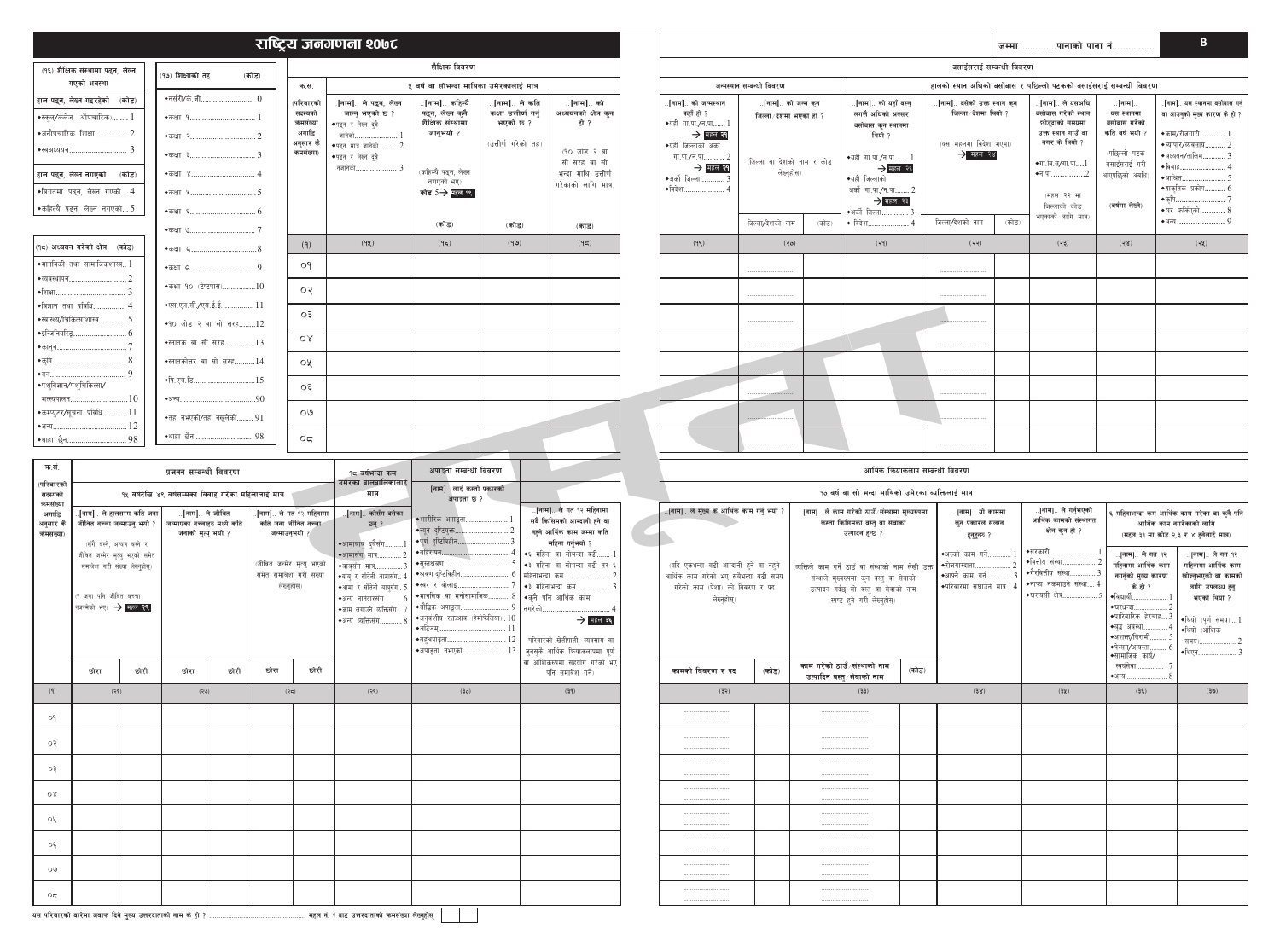# राष्ट्रिय जनगणना २०७८

जम्मा ............पानाको पाना नं................ **B**

**(१६) शैक्षिक संस्थामा पढ्न, लेख्न गएको अवस्था**

हाल पढ्न, लेख्न गइरहेको (कोड)
- स्कुल/कलेज (औपचारिक)........ 1
- अनौपचारिक शिक्षा............... 2
- स्वअध्ययन.......................... 3

हाल पढ्न, लेख्न नगएको (कोड)
- विगतमा पढ्न, लेख्न गएको... 4
- कहिल्यै पढ्न, लेख्न नगएको... 5

**(१७) शिक्षाको तह (कोड)**
- नर्सरी/के.जी......................... 0
- कक्षा १................................. 1
- कक्षा २................................. 2
- कक्षा ३................................. 3
- कक्षा ४................................. 4
- कक्षा ५................................. 5
- कक्षा ६................................. 6
- कक्षा ७................................. 7
- कक्षा ८................................. 8
- कक्षा ९................................. 9
- कक्षा १० (टेष्टपास)................10
- एस.एल.सी./एस.ई.ई................11
- १० जोड २ वा सो सरह........12
- स्नातक वा सो सरह................13
- स्नातकोत्तर वा सो सरह.........14
- पि.एच.डि.............................15
- अन्य.....................................90
- तह नभएको/तह नखुलेको........ 91
- थाहा छैन............................. 98

**(१८) अध्ययन गरेको क्षेत्र (कोड)**
- मानविकी तथा सामाजिकशास्त्र.. 1
- व्यवस्थापन............................. 2
- शिक्षा...................................... 3
- विज्ञान तथा प्रविधि................ 4
- स्वास्थ्य/चिकित्साशास्त्र.......... 5
- इन्जिनियरिङ........................... 6
- कानून...................................... 7
- कृषि........................................ 8
- वन.......................................... 9
- पशुविज्ञान/पशुचिकित्सा/मत्स्यपालन.............................10
- कम्प्युटर/सूचना प्रविधि........... 11
- अन्य....................................... 12
- थाहा छैन............................... 98

**शैक्षिक विवरण** — ५ वर्ष वा सोभन्दा माथिका उमेरकालाई मात्र

| क.सं. (परिवारको सदस्यको क्रमसंख्या अगाडि अनुसार कै क्रमसंख्या) | ..[नाम].. लै पढ्न, लेख्न जान्नु भएको छ ? •पढ्न र लेख्न दुवै जानेको............ 1 •पढ्न मात्र जानेको......... 2 •पढ्न र लेख्न दुवै नजानेको............ 3 | ..[नाम].. कहिल्यै पढ्न, लेख्न कुनै शैक्षिक संस्थामा जानुभयो ? (कहिल्यै पढ्न, लेख्न नगएको भए) कोड 5→ महल १९ (कोड) | ..[नाम].. ले कति कक्षा उत्तीर्ण गर्नु भएको छ ? (उत्तीर्ण गरेको तह) (कोड) | ..[नाम].. को अध्ययनको क्षेत्र कुन हो ? (१० जोड २ वा सो सरह वा सो भन्दा माथि उत्तीर्ण गरेकाको लागि मात्र) (कोड) |
|---|---|---|---|---|
| (१) | (१५) | (१६) | (१७) | (१८) |
| ०१ | | | | |
| ०२ | | | | |
| ०३ | | | | |
| ०४ | | | | |
| ०५ | | | | |
| ०६ | | | | |
| ०७ | | | | |
| ०८ | | | | |

**बसाइँसराइँ सम्बन्धी विवरण**

| जन्मस्थान सम्बन्धी विवरण: ..[नाम].. को जन्मस्थान कहाँ हो ? •यही गा.पा./न.पा...... 1 → महल २१ •यही जिल्लाको अर्को गा.पा./न.पा.......... 2 → महल २१ •अर्को जिल्ला.......... 3 •विदेश................... 4 | ..[नाम].. को जन्म कुन जिल्ला/देशमा भएको हो ? (जिल्ला वा देशको नाम र कोड लेख्नुहोस्) जिल्ला/देशको नाम | (कोड) | हालको स्थान अघिको बसोबास: ..[नाम].. को यहाँ बस्नु लगतै अघिको अक्सर बसोबास कुन स्थानमा थियो ? •यही गा.पा./न.पा....... 1 → महल २६ •यही जिल्लाको अर्को गा.पा./न.पा........ 2 → महल २३ •अर्को जिल्ला............ 3 •विदेश...................... 4 | ..[नाम].. बसेको उक्त स्थान कुन जिल्ला/देशमा थियो ? (यस महलमा विदेश भएमा) → महल २४ जिल्ला/देशको नाम | (कोड) | ..[नाम].. ले यसअघि बसोबास गरेको स्थान छोड्दाको समयमा उक्त स्थान गाउँ वा नगर के थियो ? •गा.वि.स/गा.पा.....1 •न.पा................2 (महल २२ मा जिल्लाको कोड भएकाको लागि मात्र) | ..[नाम].. यस स्थानमा बसोबास गरेको कति वर्ष भयो ? (पछिल्लो पटक बसाइँसराइँ गरी आएपछिको अवधि) (वर्षमा लेख्ने) | ..[नाम].. यस स्थानमा बसोबास गर्न वा आउनुको मुख्य कारण के हो ? •काम/रोजगारी......... 1 •व्यापार/व्यवसाय.......... 2 •अध्ययन/तालिम........... 3 •विवाह......................... 4 •आश्रित......................... 5 •प्राकृतिक प्रकोप............ 6 •कृषि............................. 7 •घर फर्किएको.............. 8 •अन्य............................ 9 |
|---|---|---|---|---|---|---|---|---|
| (१९) | (२०) | | (२१) | (२२) | | (२३) | (२४) | (२५) |
| | ........ | | | ........ | | | | |
| | ........ | | | ........ | | | | |
| | ........ | | | ........ | | | | |
| | ........ | | | ........ | | | | |
| | ........ | | | ........ | | | | |
| | ........ | | | ........ | | | | |
| | ........ | | | ........ | | | | |
| | ........ | | | ........ | | | | |

**प्रजनन सम्बन्धी विवरण** — १५ वर्षदेखि ४९ वर्षसम्मका विवाह गरेका महिलालाई मात्र

**१८ वर्षभन्दा कम उमेरका बालबालिकालाई मात्र**

**अपाङ्गता सम्बन्धी विवरण**

| क.सं. (परिवारको सदस्यको क्रमसंख्या अगाडि अनुसार कै क्रमसंख्या) | ..[नाम].. ले हालसम्म कति जना जीवित बच्चा जन्माउनु भयो ? (सँगै बस्ने, अन्यत्र बस्ने र जीवित जन्मेर मृत्यु भएको समेत समावेश गरी संख्या लेख्नुहोस्) १ जना पनि जीवित बच्चा नजन्मेको भए → महल २९ — छोरा | छोरी | ..[नाम].. ले जीवित जन्माएका बच्चाहरु मध्ये कति जनाको मृत्यु भयो ? — छोरा | छोरी | ..[नाम].. ले गत १२ महिनामा कति जना जीवित बच्चा जन्माउनुभयो ? (जीवित जन्मेर मृत्यु भएको समेत समावेश गरी संख्या लेख्नुहोस्) — छोरा | छोरी | ..[नाम].. कोसँग बसेका छन् ? •आमाबाबु दुवैसँग.......1 •आमासँग मात्र...........2 •बाबुसँग मात्र.............3 •बाबु र सौतेनी आमासँग.. 4 •आमा र सौतेनी बाबुसँग.. 5 •अन्य नातेदारसँग......... 6 •काम लगाउने व्यक्तिसँग... 7 •अन्य व्यक्तिसँग........... 8 | ..[नाम].. लाई कस्तो प्रकारको अपाङ्गता छ ? •शारीरिक अपाङ्गता........ 1 •न्यून दृष्टियुक्त............ 2 •पूर्ण दृष्टिविहीन............ 3 •बहिरापन..................... 4 •सुस्तश्रवण.................... 5 •श्रवण दृष्टिविहीन........... 6 •स्वर र बोलाइ............... 7 •मानसिक वा मनोसामाजिक.. 8 •बौद्धिक अपाङ्गता.......... 9 •अनुवंशीय रक्तश्राव (हेमोफेलिया)... 10 •अटिजम....................... 11 •बहुअपाङ्गता................. 12 •अपाङ्गता नभएको.......... 13 | ..[नाम].. ले गत १२ महिनामा सबै किसिमको आम्दानी हुने वा नहुने आर्थिक काम जम्मा कति महिना गर्नुभयो ? •६ महिना वा सोभन्दा बढी....... 1 •३ महिना वा सोभन्दा बढी तर ६ महिनाभन्दा कम......................... 2 •३ महिनाभन्दा कम................... 3 •कुनै पनि आर्थिक काम नगरेको..................................... 4 → महल ३६ (परिवारको खेतीपाती, व्यवसाय वा अनुसूचीमा उल्लिखित आर्थिक कियाकलापमा पूर्ण वा आंशिकरूपमा सहयोग गरेको भए पनि समावेश गर्ने) |
|---|---|---|---|---|---|---|---|---|---|
| (१) | (२६) | | (२७) | | (२८) | | (२९) | (३०) | (३१) |
| ०१ | | | | | | | | | |
| ०२ | | | | | | | | | |
| ०३ | | | | | | | | | |
| ०४ | | | | | | | | | |
| ०५ | | | | | | | | | |
| ०६ | | | | | | | | | |
| ०७ | | | | | | | | | |
| ०८ | | | | | | | | | |

**आर्थिक क्रियाकलाप सम्बन्धी विवरण** — १० वर्ष वा सो भन्दा माथिको उमेरका व्यक्तिलाई मात्र

**६ महिनाभन्दा कम आर्थिक काम गरेका वा कुनै पनि आर्थिक काम नगरेकाको लागि (महल ३१ मा कोड २, ३ र ४ हुनेलाई मात्र)**

| ..[नाम].. ले मुख्य के आर्थिक काम गर्नु भयो ? (यदि एकभन्दा बढी आम्दानी हुने वा नहुने आर्थिक काम गरेको भए सबैभन्दा बढी समय गरेको काम (पेशा) को विवरण र पद लेख्नुहोस्) कामको विवरण र पद | (कोड) | ..[नाम].. ले काम गरेको ठाउँ/संस्थामा मुख्यरुपमा कस्तो किसिमको वस्तु वा सेवाको उत्पादन हुन्छ ? (व्यक्तिले काम गर्ने ठाउँ वा संस्थाको नाम लेखी उक्त संस्थाले मुख्यरुपमा कुन वस्तु वा सेवाको उत्पादन गर्दछ सो वस्तु वा सेवाको नाम स्पष्ट हुने गरी लेख्नुहोस्) काम गरेको ठाउँ/संस्थाको नाम उत्पादित वस्तु/सेवाको नाम | (कोड) | ..[नाम].. यो काममा कुन प्रकारले संलग्न हुनुहुन्छ ? •अरुको काम गर्ने........... 1 •रोजगारदाता................ 2 •आफ्नै काम गर्ने.......... 3 •परिवारमा सघाउने मात्र... 4 | ..[नाम].. ले गर्नुभएको आर्थिक कामको संस्थागत क्षेत्र कुन हो ? •सरकारी...................... 1 •वित्तीय संस्था.............. 2 •गैरवित्तीय संस्था.......... 3 •नाफा नकमाउने संस्था.... 4 •घरायसी क्षेत्र................ 5 | ..[नाम].. ले गत १२ महिनामा आर्थिक काम नगर्नुको मुख्य कारण के हो ? •विद्यार्थी....................1 •घरधन्दा......................2 •पारिवारिक हेरचाह.... 3 •वृद्ध अवस्था..............4 •अशक्त/बिरामी.......... 5 •पेन्सन/आयस्ता.......... 6 •सामाजिक कार्य/स्वयंसेवा................... 7 •अन्य.......................... 8 | ..[नाम].. ले गत १२ महिनामा आर्थिक काम खोज्नुभएको वा कामको लागि उपलब्ध हुनु भएको थियो ? •थियो (पूर्ण समय)....1 •थियो (आंशिक समय)........................ 2 •थिएन....................... 3 |
|---|---|---|---|---|---|---|---|
| (३२) | | (३३) | | (३४) | (३५) | (३६) | (३७) |
| ........ | | ........ | | | | | |
| ........ | | ........ | | | | | |
| ........ | | ........ | | | | | |
| ........ | | ........ | | | | | |
| ........ | | ........ | | | | | |
| ........ | | ........ | | | | | |
| ........ | | ........ | | | | | |
| ........ | | ........ | | | | | |

यस परिवारको बारेमा जवाफ दिने मुख्य उत्तरदाताको नाम के हो ? .................................................... महल नं. १ बाट उत्तरदाताको क्रमसंख्या लेख्नुहोस्